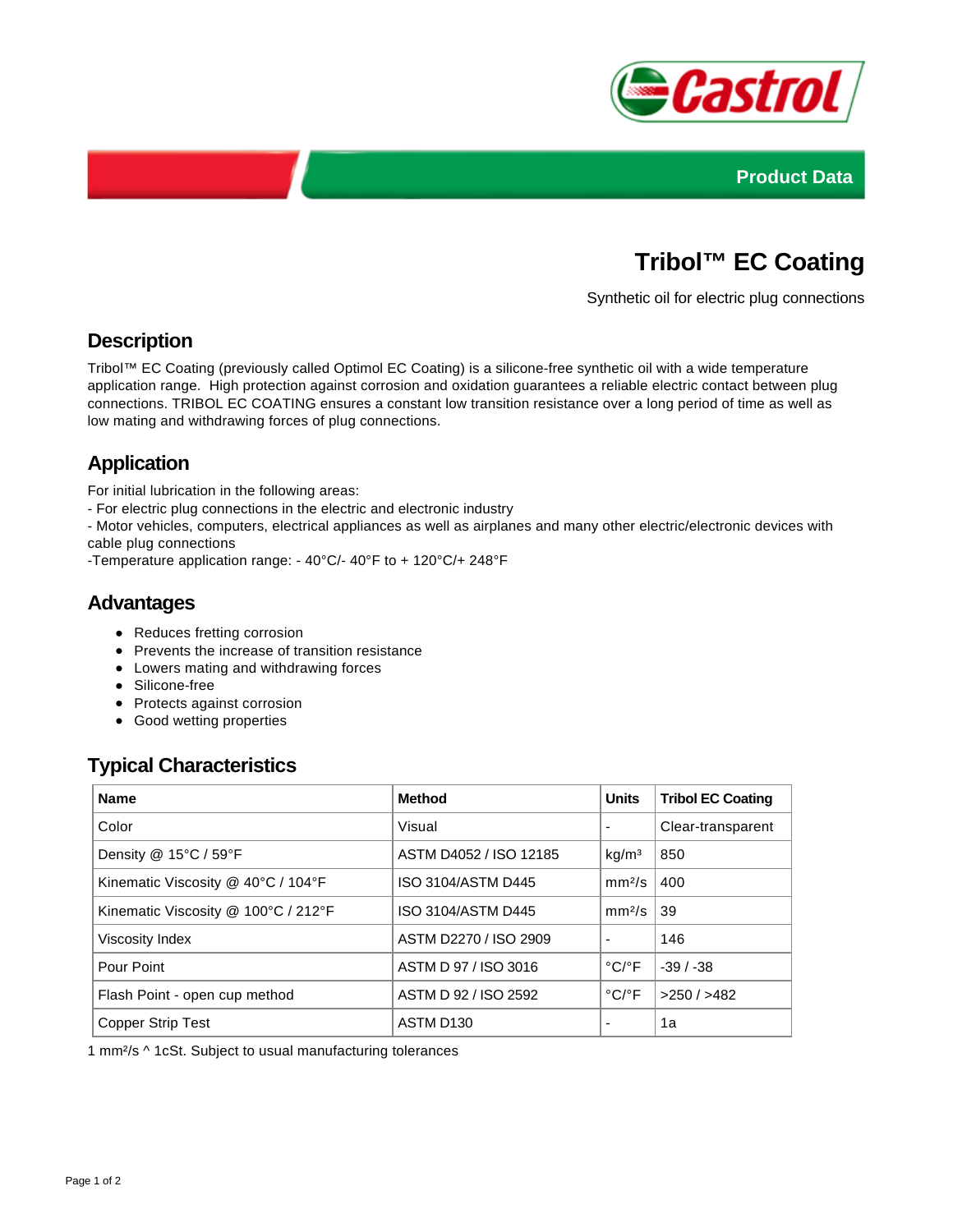Product Data

# Tribol™ EC Coating

Synthetic oil for electric plug connections

## Description

Tribol™ EC Coating (previously called Optimol EC Coating) is a silicone-free synthetic oil with a wide temperature application range. High protection against corrosion and oxidation guarantees a reliable electric contact between plug connections. TRIBOL EC COATING ensures a constant low transition resistance over a long period of time as well as low mating and withdrawing forces of plug connections.

## Application

For initial lubrication in the following areas:
- For electric plug connections in the electric and electronic industry
- Motor vehicles, computers, electrical appliances as well as airplanes and many other electric/electronic devices with cable plug connections
-Temperature application range: - 40°C/- 40°F to + 120°C/+ 248°F

## Advantages

- Reduces fretting corrosion
- Prevents the increase of transition resistance
- Lowers mating and withdrawing forces
- Silicone-free
- Protects against corrosion
- Good wetting properties

## Typical Characteristics

| Name | Method | Units | Tribol EC Coating |
|---|---|---|---|
| Color | Visual | - | Clear-transparent |
| Density @ 15°C / 59°F | ASTM D4052 / ISO 12185 | kg/m³ | 850 |
| Kinematic Viscosity @ 40°C / 104°F | ISO 3104/ASTM D445 | mm²/s | 400 |
| Kinematic Viscosity @ 100°C / 212°F | ISO 3104/ASTM D445 | mm²/s | 39 |
| Viscosity Index | ASTM D2270 / ISO 2909 | - | 146 |
| Pour Point | ASTM D 97 / ISO 3016 | °C/°F | -39 / -38 |
| Flash Point - open cup method | ASTM D 92 / ISO 2592 | °C/°F | >250 / >482 |
| Copper Strip Test | ASTM D130 | - | 1a |

1 mm²/s ^ 1cSt. Subject to usual manufacturing tolerances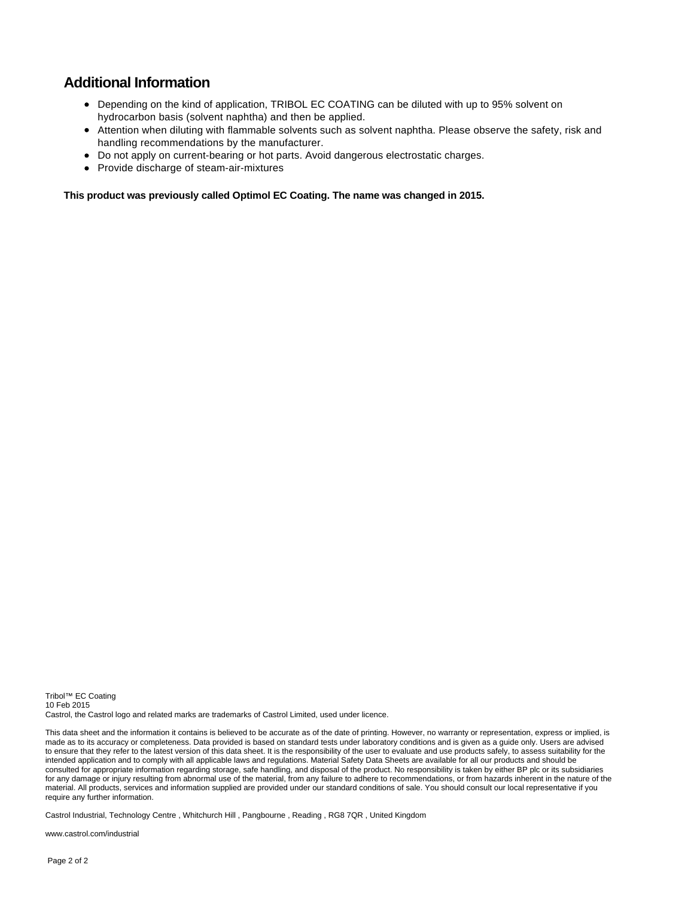## Additional Information

- Depending on the kind of application, TRIBOL EC COATING can be diluted with up to 95% solvent on hydrocarbon basis (solvent naphtha) and then be applied.
- Attention when diluting with flammable solvents such as solvent naphtha. Please observe the safety, risk and handling recommendations by the manufacturer.
- Do not apply on current-bearing or hot parts. Avoid dangerous electrostatic charges.
- Provide discharge of steam-air-mixtures

**This product was previously called Optimol EC Coating. The name was changed in 2015.**

Tribol™ EC Coating
10 Feb 2015
Castrol, the Castrol logo and related marks are trademarks of Castrol Limited, used under licence.

This data sheet and the information it contains is believed to be accurate as of the date of printing. However, no warranty or representation, express or implied, is made as to its accuracy or completeness. Data provided is based on standard tests under laboratory conditions and is given as a guide only. Users are advised to ensure that they refer to the latest version of this data sheet. It is the responsibility of the user to evaluate and use products safely, to assess suitability for the intended application and to comply with all applicable laws and regulations. Material Safety Data Sheets are available for all our products and should be consulted for appropriate information regarding storage, safe handling, and disposal of the product. No responsibility is taken by either BP plc or its subsidiaries for any damage or injury resulting from abnormal use of the material, from any failure to adhere to recommendations, or from hazards inherent in the nature of the material. All products, services and information supplied are provided under our standard conditions of sale. You should consult our local representative if you require any further information.

Castrol Industrial, Technology Centre , Whitchurch Hill , Pangbourne , Reading , RG8 7QR , United Kingdom

www.castrol.com/industrial